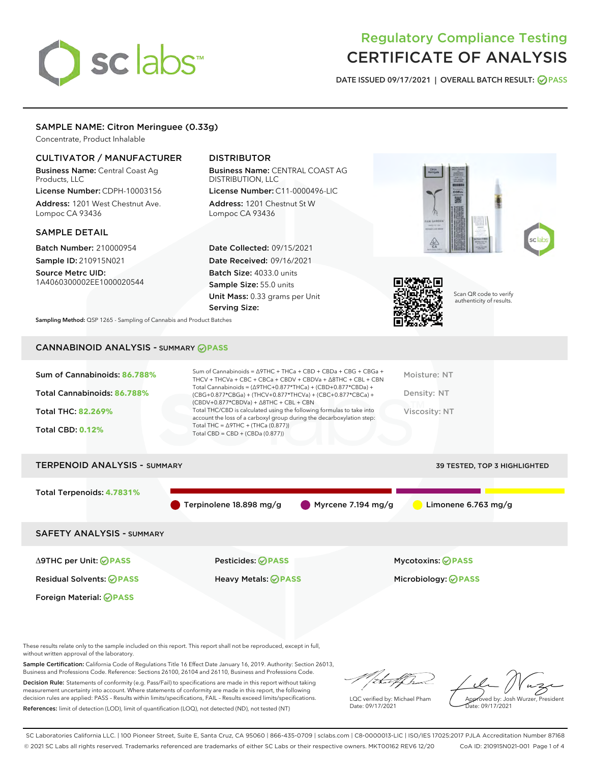# Regulatory Compliance Testing
# CERTIFICATE OF ANALYSIS

DATE ISSUED 09/17/2021 | OVERALL BATCH RESULT: PASS

## SAMPLE NAME: Citron Meringuee (0.33g)

Concentrate, Product Inhalable

### CULTIVATOR / MANUFACTURER

**Business Name:** Central Coast Ag Products, LLC

**License Number:** CDPH-10003156

**Address:** 1201 West Chestnut Ave. Lompoc CA 93436

### DISTRIBUTOR

**Business Name:** CENTRAL COAST AG DISTRIBUTION, LLC

**License Number:** C11-0000496-LIC

**Address:** 1201 Chestnut St W Lompoc CA 93436

### SAMPLE DETAIL

**Batch Number:** 210000954

**Sample ID:** 210915N021

**Source Metrc UID:** 1A4060300002EE1000020544

**Date Collected:** 09/15/2021

**Date Received:** 09/16/2021

**Batch Size:** 4033.0 units

**Sample Size:** 55.0 units

**Unit Mass:** 0.33 grams per Unit

**Serving Size:**

Scan QR code to verify authenticity of results.

**Sampling Method:** QSP 1265 - Sampling of Cannabis and Product Batches

## CANNABINOID ANALYSIS - SUMMARY PASS

**Sum of Cannabinoids:** 86.788%

**Total Cannabinoids:** 86.788%

**Total THC:** 82.269%

**Total CBD:** 0.12%

Sum of Cannabinoids = Δ9THC + THCa + CBD + CBDa + CBG + CBGa + THCV + THCVa + CBC + CBCa + CBDV + CBDVa + Δ8THC + CBL + CBN

Total Cannabinoids = (Δ9THC+0.877*THCa) + (CBD+0.877*CBDa) + (CBG+0.877*CBGa) + (THCV+0.877*THCVa) + (CBC+0.877*CBCa) + (CBDV+0.877*CBDVa) + Δ8THC + CBL + CBN

Total THC/CBD is calculated using the following formulas to take into account the loss of a carboxyl group during the decarboxylation step:

Total THC = Δ9THC + (THCa (0.877))

Total CBD = CBD + (CBDa (0.877))

Moisture: NT

Density: NT

Viscosity: NT

## TERPENOID ANALYSIS - SUMMARY

39 TESTED, TOP 3 HIGHLIGHTED

**Total Terpenoids:** 4.7831%

- Terpinolene 18.898 mg/g
- Myrcene 7.194 mg/g
- Limonene 6.763 mg/g

## SAFETY ANALYSIS - SUMMARY

| | | |
|---|---|---|
| Δ9THC per Unit: PASS | Pesticides: PASS | Mycotoxins: PASS |
| Residual Solvents: PASS | Heavy Metals: PASS | Microbiology: PASS |
| Foreign Material: PASS | | |

These results relate only to the sample included on this report. This report shall not be reproduced, except in full, without written approval of the laboratory.

**Sample Certification:** California Code of Regulations Title 16 Effect Date January 16, 2019. Authority: Section 26013, Business and Professions Code. Reference: Sections 26100, 26104 and 26110, Business and Professions Code.

**Decision Rule:** Statements of conformity (e.g. Pass/Fail) to specifications are made in this report without taking measurement uncertainty into account. Where statements of conformity are made in this report, the following decision rules are applied: PASS – Results within limits/specifications, FAIL – Results exceed limits/specifications.

**References:** limit of detection (LOD), limit of quantification (LOQ), not detected (ND), not tested (NT)

LQC verified by: Michael Pham
Date: 09/17/2021

Approved by: Josh Wurzer, President
Date: 09/17/2021

SC Laboratories California LLC. | 100 Pioneer Street, Suite E, Santa Cruz, CA 95060 | 866-435-0709 | sclabs.com | C8-0000013-LIC | ISO/IES 17025:2017 PJLA Accreditation Number 87168
© 2021 SC Labs all rights reserved. Trademarks referenced are trademarks of either SC Labs or their respective owners. MKT00162 REV6 12/20 CoA ID: 210915N021-001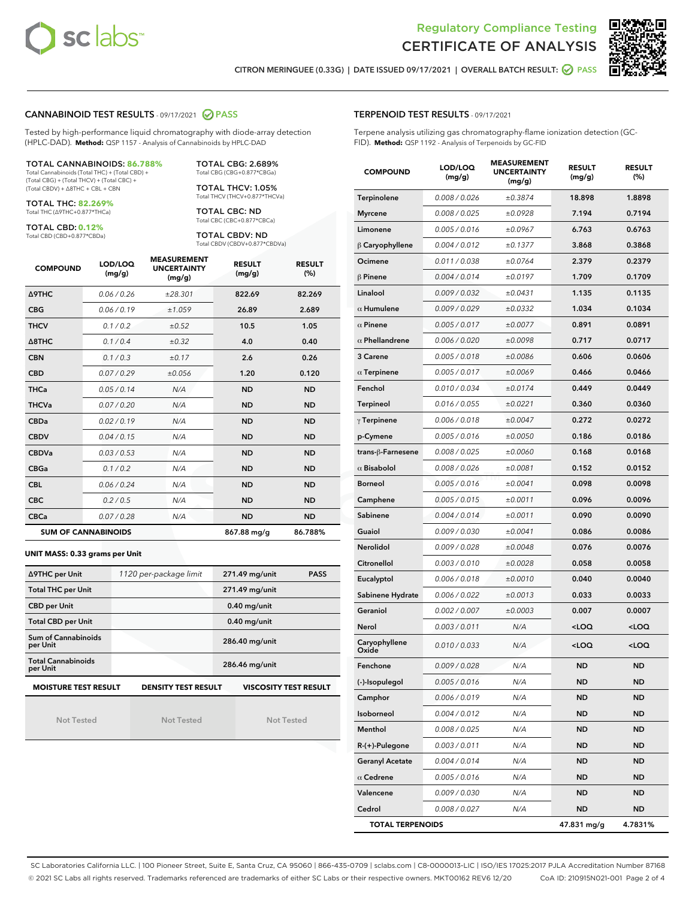Regulatory Compliance Testing

# CERTIFICATE OF ANALYSIS

CITRON MERINGUEE (0.33G) | DATE ISSUED 09/17/2021 | OVERALL BATCH RESULT: PASS

## CANNABINOID TEST RESULTS - 09/17/2021 PASS

Tested by high-performance liquid chromatography with diode-array detection (HPLC-DAD). **Method:** QSP 1157 - Analysis of Cannabinoids by HPLC-DAD

**TOTAL CANNABINOIDS: 86.788%**
Total Cannabinoids (Total THC) + (Total CBD) + (Total CBG) + (Total THCV) + (Total CBC) + (Total CBDV) + Δ8THC + CBL + CBN

**TOTAL THC: 82.269%**
Total THC (Δ9THC+0.877*THCa)

**TOTAL CBD: 0.12%**
Total CBD (CBD+0.877*CBDa)

**TOTAL CBG: 2.689%**
Total CBG (CBG+0.877*CBGa)

**TOTAL THCV: 1.05%**
Total THCV (THCV+0.877*THCVa)

**TOTAL CBC: ND**
Total CBC (CBC+0.877*CBCa)

**TOTAL CBDV: ND**
Total CBDV (CBDV+0.877*CBDVa)

| COMPOUND | LOD/LOQ (mg/g) | MEASUREMENT UNCERTAINTY (mg/g) | RESULT (mg/g) | RESULT (%) |
|---|---|---|---|---|
| Δ9THC | 0.06 / 0.26 | ±28.301 | 822.69 | 82.269 |
| CBG | 0.06 / 0.19 | ±1.059 | 26.89 | 2.689 |
| THCV | 0.1 / 0.2 | ±0.52 | 10.5 | 1.05 |
| Δ8THC | 0.1 / 0.4 | ±0.32 | 4.0 | 0.40 |
| CBN | 0.1 / 0.3 | ±0.17 | 2.6 | 0.26 |
| CBD | 0.07 / 0.29 | ±0.056 | 1.20 | 0.120 |
| THCa | 0.05 / 0.14 | N/A | ND | ND |
| THCVa | 0.07 / 0.20 | N/A | ND | ND |
| CBDa | 0.02 / 0.19 | N/A | ND | ND |
| CBDV | 0.04 / 0.15 | N/A | ND | ND |
| CBDVa | 0.03 / 0.53 | N/A | ND | ND |
| CBGa | 0.1 / 0.2 | N/A | ND | ND |
| CBL | 0.06 / 0.24 | N/A | ND | ND |
| CBC | 0.2 / 0.5 | N/A | ND | ND |
| CBCa | 0.07 / 0.28 | N/A | ND | ND |
| **SUM OF CANNABINOIDS** | | | 867.88 mg/g | 86.788% |

**UNIT MASS: 0.33 grams per Unit**

| | | | |
|---|---|---|---|
| Δ9THC per Unit | 1120 per-package limit | 271.49 mg/unit | PASS |
| Total THC per Unit | | 271.49 mg/unit | |
| CBD per Unit | | 0.40 mg/unit | |
| Total CBD per Unit | | 0.40 mg/unit | |
| Sum of Cannabinoids per Unit | | 286.40 mg/unit | |
| Total Cannabinoids per Unit | | 286.46 mg/unit | |

| MOISTURE TEST RESULT | DENSITY TEST RESULT | VISCOSITY TEST RESULT |
|---|---|---|
| Not Tested | Not Tested | Not Tested |

## TERPENOID TEST RESULTS - 09/17/2021

Terpene analysis utilizing gas chromatography-flame ionization detection (GC-FID). **Method:** QSP 1192 - Analysis of Terpenoids by GC-FID

| COMPOUND | LOD/LOQ (mg/g) | MEASUREMENT UNCERTAINTY (mg/g) | RESULT (mg/g) | RESULT (%) |
|---|---|---|---|---|
| Terpinolene | 0.008 / 0.026 | ±0.3874 | 18.898 | 1.8898 |
| Myrcene | 0.008 / 0.025 | ±0.0928 | 7.194 | 0.7194 |
| Limonene | 0.005 / 0.016 | ±0.0967 | 6.763 | 0.6763 |
| β Caryophyllene | 0.004 / 0.012 | ±0.1377 | 3.868 | 0.3868 |
| Ocimene | 0.011 / 0.038 | ±0.0764 | 2.379 | 0.2379 |
| β Pinene | 0.004 / 0.014 | ±0.0197 | 1.709 | 0.1709 |
| Linalool | 0.009 / 0.032 | ±0.0431 | 1.135 | 0.1135 |
| α Humulene | 0.009 / 0.029 | ±0.0332 | 1.034 | 0.1034 |
| α Pinene | 0.005 / 0.017 | ±0.0077 | 0.891 | 0.0891 |
| α Phellandrene | 0.006 / 0.020 | ±0.0098 | 0.717 | 0.0717 |
| 3 Carene | 0.005 / 0.018 | ±0.0086 | 0.606 | 0.0606 |
| α Terpinene | 0.005 / 0.017 | ±0.0069 | 0.466 | 0.0466 |
| Fenchol | 0.010 / 0.034 | ±0.0174 | 0.449 | 0.0449 |
| Terpineol | 0.016 / 0.055 | ±0.0221 | 0.360 | 0.0360 |
| γ Terpinene | 0.006 / 0.018 | ±0.0047 | 0.272 | 0.0272 |
| p-Cymene | 0.005 / 0.016 | ±0.0050 | 0.186 | 0.0186 |
| trans-β-Farnesene | 0.008 / 0.025 | ±0.0060 | 0.168 | 0.0168 |
| α Bisabolol | 0.008 / 0.026 | ±0.0081 | 0.152 | 0.0152 |
| Borneol | 0.005 / 0.016 | ±0.0041 | 0.098 | 0.0098 |
| Camphene | 0.005 / 0.015 | ±0.0011 | 0.096 | 0.0096 |
| Sabinene | 0.004 / 0.014 | ±0.0011 | 0.090 | 0.0090 |
| Guaiol | 0.009 / 0.030 | ±0.0041 | 0.086 | 0.0086 |
| Nerolidol | 0.009 / 0.028 | ±0.0048 | 0.076 | 0.0076 |
| Citronellol | 0.003 / 0.010 | ±0.0028 | 0.058 | 0.0058 |
| Eucalyptol | 0.006 / 0.018 | ±0.0010 | 0.040 | 0.0040 |
| Sabinene Hydrate | 0.006 / 0.022 | ±0.0013 | 0.033 | 0.0033 |
| Geraniol | 0.002 / 0.007 | ±0.0003 | 0.007 | 0.0007 |
| Nerol | 0.003 / 0.011 | N/A | <LOQ | <LOQ |
| Caryophyllene Oxide | 0.010 / 0.033 | N/A | <LOQ | <LOQ |
| Fenchone | 0.009 / 0.028 | N/A | ND | ND |
| (-)-Isopulegol | 0.005 / 0.016 | N/A | ND | ND |
| Camphor | 0.006 / 0.019 | N/A | ND | ND |
| Isoborneol | 0.004 / 0.012 | N/A | ND | ND |
| Menthol | 0.008 / 0.025 | N/A | ND | ND |
| R-(+)-Pulegone | 0.003 / 0.011 | N/A | ND | ND |
| Geranyl Acetate | 0.004 / 0.014 | N/A | ND | ND |
| α Cedrene | 0.005 / 0.016 | N/A | ND | ND |
| Valencene | 0.009 / 0.030 | N/A | ND | ND |
| Cedrol | 0.008 / 0.027 | N/A | ND | ND |
| **TOTAL TERPENOIDS** | | | 47.831 mg/g | 4.7831% |

SC Laboratories California LLC. | 100 Pioneer Street, Suite E, Santa Cruz, CA 95060 | 866-435-0709 | sclabs.com | C8-0000013-LIC | ISO/IES 17025:2017 PJLA Accreditation Number 87168
© 2021 SC Labs all rights reserved. Trademarks referenced are trademarks of either SC Labs or their respective owners. MKT00162 REV6 12/20 CoA ID: 210915N021-001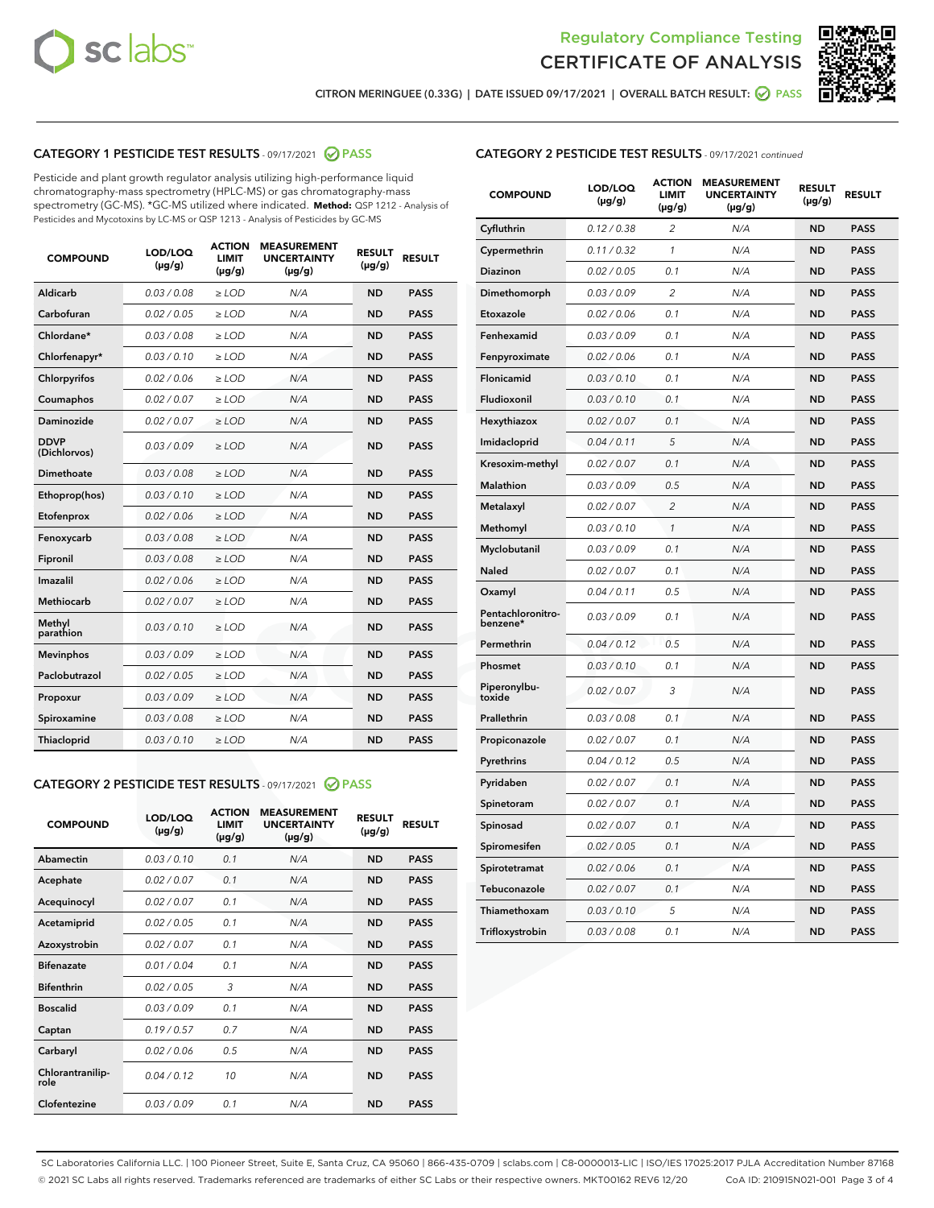# Regulatory Compliance Testing
# CERTIFICATE OF ANALYSIS

CITRON MERINGUEE (0.33G) | DATE ISSUED 09/17/2021 | OVERALL BATCH RESULT: PASS

## CATEGORY 1 PESTICIDE TEST RESULTS - 09/17/2021 PASS

Pesticide and plant growth regulator analysis utilizing high-performance liquid chromatography-mass spectrometry (HPLC-MS) or gas chromatography-mass spectrometry (GC-MS). *GC-MS utilized where indicated. **Method:** QSP 1212 - Analysis of Pesticides and Mycotoxins by LC-MS or QSP 1213 - Analysis of Pesticides by GC-MS

| COMPOUND | LOD/LOQ (µg/g) | ACTION LIMIT (µg/g) | MEASUREMENT UNCERTAINTY (µg/g) | RESULT (µg/g) | RESULT |
|---|---|---|---|---|---|
| Aldicarb | 0.03 / 0.08 | ≥ LOD | N/A | ND | PASS |
| Carbofuran | 0.02 / 0.05 | ≥ LOD | N/A | ND | PASS |
| Chlordane* | 0.03 / 0.08 | ≥ LOD | N/A | ND | PASS |
| Chlorfenapyr* | 0.03 / 0.10 | ≥ LOD | N/A | ND | PASS |
| Chlorpyrifos | 0.02 / 0.06 | ≥ LOD | N/A | ND | PASS |
| Coumaphos | 0.02 / 0.07 | ≥ LOD | N/A | ND | PASS |
| Daminozide | 0.02 / 0.07 | ≥ LOD | N/A | ND | PASS |
| DDVP (Dichlorvos) | 0.03 / 0.09 | ≥ LOD | N/A | ND | PASS |
| Dimethoate | 0.03 / 0.08 | ≥ LOD | N/A | ND | PASS |
| Ethoprop(hos) | 0.03 / 0.10 | ≥ LOD | N/A | ND | PASS |
| Etofenprox | 0.02 / 0.06 | ≥ LOD | N/A | ND | PASS |
| Fenoxycarb | 0.03 / 0.08 | ≥ LOD | N/A | ND | PASS |
| Fipronil | 0.03 / 0.08 | ≥ LOD | N/A | ND | PASS |
| Imazalil | 0.02 / 0.06 | ≥ LOD | N/A | ND | PASS |
| Methiocarb | 0.02 / 0.07 | ≥ LOD | N/A | ND | PASS |
| Methyl parathion | 0.03 / 0.10 | ≥ LOD | N/A | ND | PASS |
| Mevinphos | 0.03 / 0.09 | ≥ LOD | N/A | ND | PASS |
| Paclobutrazol | 0.02 / 0.05 | ≥ LOD | N/A | ND | PASS |
| Propoxur | 0.03 / 0.09 | ≥ LOD | N/A | ND | PASS |
| Spiroxamine | 0.03 / 0.08 | ≥ LOD | N/A | ND | PASS |
| Thiacloprid | 0.03 / 0.10 | ≥ LOD | N/A | ND | PASS |

## CATEGORY 2 PESTICIDE TEST RESULTS - 09/17/2021 PASS

| COMPOUND | LOD/LOQ (µg/g) | ACTION LIMIT (µg/g) | MEASUREMENT UNCERTAINTY (µg/g) | RESULT (µg/g) | RESULT |
|---|---|---|---|---|---|
| Abamectin | 0.03 / 0.10 | 0.1 | N/A | ND | PASS |
| Acephate | 0.02 / 0.07 | 0.1 | N/A | ND | PASS |
| Acequinocyl | 0.02 / 0.07 | 0.1 | N/A | ND | PASS |
| Acetamiprid | 0.02 / 0.05 | 0.1 | N/A | ND | PASS |
| Azoxystrobin | 0.02 / 0.07 | 0.1 | N/A | ND | PASS |
| Bifenazate | 0.01 / 0.04 | 0.1 | N/A | ND | PASS |
| Bifenthrin | 0.02 / 0.05 | 3 | N/A | ND | PASS |
| Boscalid | 0.03 / 0.09 | 0.1 | N/A | ND | PASS |
| Captan | 0.19 / 0.57 | 0.7 | N/A | ND | PASS |
| Carbaryl | 0.02 / 0.06 | 0.5 | N/A | ND | PASS |
| Chlorantraniliprole | 0.04 / 0.12 | 10 | N/A | ND | PASS |
| Clofentezine | 0.03 / 0.09 | 0.1 | N/A | ND | PASS |
| Cyfluthrin | 0.12 / 0.38 | 2 | N/A | ND | PASS |
| Cypermethrin | 0.11 / 0.32 | 1 | N/A | ND | PASS |
| Diazinon | 0.02 / 0.05 | 0.1 | N/A | ND | PASS |
| Dimethomorph | 0.03 / 0.09 | 2 | N/A | ND | PASS |
| Etoxazole | 0.02 / 0.06 | 0.1 | N/A | ND | PASS |
| Fenhexamid | 0.03 / 0.09 | 0.1 | N/A | ND | PASS |
| Fenpyroximate | 0.02 / 0.06 | 0.1 | N/A | ND | PASS |
| Flonicamid | 0.03 / 0.10 | 0.1 | N/A | ND | PASS |
| Fludioxonil | 0.03 / 0.10 | 0.1 | N/A | ND | PASS |
| Hexythiazox | 0.02 / 0.07 | 0.1 | N/A | ND | PASS |
| Imidacloprid | 0.04 / 0.11 | 5 | N/A | ND | PASS |
| Kresoxim-methyl | 0.02 / 0.07 | 0.1 | N/A | ND | PASS |
| Malathion | 0.03 / 0.09 | 0.5 | N/A | ND | PASS |
| Metalaxyl | 0.02 / 0.07 | 2 | N/A | ND | PASS |
| Methomyl | 0.03 / 0.10 | 1 | N/A | ND | PASS |
| Myclobutanil | 0.03 / 0.09 | 0.1 | N/A | ND | PASS |
| Naled | 0.02 / 0.07 | 0.1 | N/A | ND | PASS |
| Oxamyl | 0.04 / 0.11 | 0.5 | N/A | ND | PASS |
| Pentachloronitrobenzene* | 0.03 / 0.09 | 0.1 | N/A | ND | PASS |
| Permethrin | 0.04 / 0.12 | 0.5 | N/A | ND | PASS |
| Phosmet | 0.03 / 0.10 | 0.1 | N/A | ND | PASS |
| Piperonylbutoxide | 0.02 / 0.07 | 3 | N/A | ND | PASS |
| Prallethrin | 0.03 / 0.08 | 0.1 | N/A | ND | PASS |
| Propiconazole | 0.02 / 0.07 | 0.1 | N/A | ND | PASS |
| Pyrethrins | 0.04 / 0.12 | 0.5 | N/A | ND | PASS |
| Pyridaben | 0.02 / 0.07 | 0.1 | N/A | ND | PASS |
| Spinetoram | 0.02 / 0.07 | 0.1 | N/A | ND | PASS |
| Spinosad | 0.02 / 0.07 | 0.1 | N/A | ND | PASS |
| Spiromesifen | 0.02 / 0.05 | 0.1 | N/A | ND | PASS |
| Spirotetramat | 0.02 / 0.06 | 0.1 | N/A | ND | PASS |
| Tebuconazole | 0.02 / 0.07 | 0.1 | N/A | ND | PASS |
| Thiamethoxam | 0.03 / 0.10 | 5 | N/A | ND | PASS |
| Trifloxystrobin | 0.03 / 0.08 | 0.1 | N/A | ND | PASS |

SC Laboratories California LLC. | 100 Pioneer Street, Suite E, Santa Cruz, CA 95060 | 866-435-0709 | sclabs.com | C8-0000013-LIC | ISO/IES 17025:2017 PJLA Accreditation Number 87168
© 2021 SC Labs all rights reserved. Trademarks referenced are trademarks of either SC Labs or their respective owners. MKT00162 REV6 12/20 CoA ID: 210915N021-001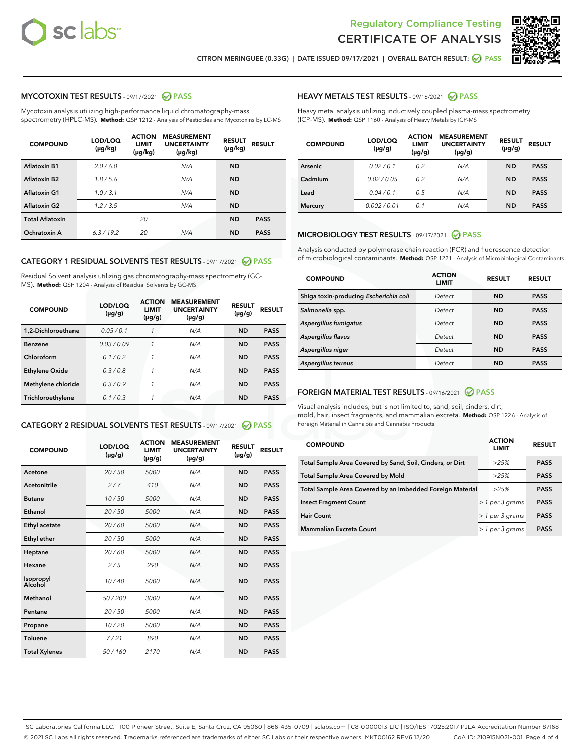Regulatory Compliance Testing
# CERTIFICATE OF ANALYSIS

CITRON MERINGUEE (0.33G) | DATE ISSUED 09/17/2021 | OVERALL BATCH RESULT: PASS

## MYCOTOXIN TEST RESULTS - 09/17/2021 PASS

Mycotoxin analysis utilizing high-performance liquid chromatography-mass spectrometry (HPLC-MS). **Method:** QSP 1212 - Analysis of Pesticides and Mycotoxins by LC-MS

| COMPOUND | LOD/LOQ (μg/kg) | ACTION LIMIT (μg/kg) | MEASUREMENT UNCERTAINTY (μg/kg) | RESULT (μg/kg) | RESULT |
|---|---|---|---|---|---|
| Aflatoxin B1 | 2.0 / 6.0 | | N/A | ND | |
| Aflatoxin B2 | 1.8 / 5.6 | | N/A | ND | |
| Aflatoxin G1 | 1.0 / 3.1 | | N/A | ND | |
| Aflatoxin G2 | 1.2 / 3.5 | | N/A | ND | |
| Total Aflatoxin | | 20 | | ND | PASS |
| Ochratoxin A | 6.3 / 19.2 | 20 | N/A | ND | PASS |

## CATEGORY 1 RESIDUAL SOLVENTS TEST RESULTS - 09/17/2021 PASS

Residual Solvent analysis utilizing gas chromatography-mass spectrometry (GC-MS). **Method:** QSP 1204 - Analysis of Residual Solvents by GC-MS

| COMPOUND | LOD/LOQ (μg/g) | ACTION LIMIT (μg/g) | MEASUREMENT UNCERTAINTY (μg/g) | RESULT (μg/g) | RESULT |
|---|---|---|---|---|---|
| 1,2-Dichloroethane | 0.05 / 0.1 | 1 | N/A | ND | PASS |
| Benzene | 0.03 / 0.09 | 1 | N/A | ND | PASS |
| Chloroform | 0.1 / 0.2 | 1 | N/A | ND | PASS |
| Ethylene Oxide | 0.3 / 0.8 | 1 | N/A | ND | PASS |
| Methylene chloride | 0.3 / 0.9 | 1 | N/A | ND | PASS |
| Trichloroethylene | 0.1 / 0.3 | 1 | N/A | ND | PASS |

## CATEGORY 2 RESIDUAL SOLVENTS TEST RESULTS - 09/17/2021 PASS

| COMPOUND | LOD/LOQ (μg/g) | ACTION LIMIT (μg/g) | MEASUREMENT UNCERTAINTY (μg/g) | RESULT (μg/g) | RESULT |
|---|---|---|---|---|---|
| Acetone | 20 / 50 | 5000 | N/A | ND | PASS |
| Acetonitrile | 2 / 7 | 410 | N/A | ND | PASS |
| Butane | 10 / 50 | 5000 | N/A | ND | PASS |
| Ethanol | 20 / 50 | 5000 | N/A | ND | PASS |
| Ethyl acetate | 20 / 60 | 5000 | N/A | ND | PASS |
| Ethyl ether | 20 / 50 | 5000 | N/A | ND | PASS |
| Heptane | 20 / 60 | 5000 | N/A | ND | PASS |
| Hexane | 2 / 5 | 290 | N/A | ND | PASS |
| Isopropyl Alcohol | 10 / 40 | 5000 | N/A | ND | PASS |
| Methanol | 50 / 200 | 3000 | N/A | ND | PASS |
| Pentane | 20 / 50 | 5000 | N/A | ND | PASS |
| Propane | 10 / 20 | 5000 | N/A | ND | PASS |
| Toluene | 7 / 21 | 890 | N/A | ND | PASS |
| Total Xylenes | 50 / 160 | 2170 | N/A | ND | PASS |

## HEAVY METALS TEST RESULTS - 09/16/2021 PASS

Heavy metal analysis utilizing inductively coupled plasma-mass spectrometry (ICP-MS). **Method:** QSP 1160 - Analysis of Heavy Metals by ICP-MS

| COMPOUND | LOD/LOQ (μg/g) | ACTION LIMIT (μg/g) | MEASUREMENT UNCERTAINTY (μg/g) | RESULT (μg/g) | RESULT |
|---|---|---|---|---|---|
| Arsenic | 0.02 / 0.1 | 0.2 | N/A | ND | PASS |
| Cadmium | 0.02 / 0.05 | 0.2 | N/A | ND | PASS |
| Lead | 0.04 / 0.1 | 0.5 | N/A | ND | PASS |
| Mercury | 0.002 / 0.01 | 0.1 | N/A | ND | PASS |

## MICROBIOLOGY TEST RESULTS - 09/17/2021 PASS

Analysis conducted by polymerase chain reaction (PCR) and fluorescence detection of microbiological contaminants. **Method:** QSP 1221 - Analysis of Microbiological Contaminants

| COMPOUND | ACTION LIMIT | RESULT | RESULT |
|---|---|---|---|
| Shiga toxin-producing *Escherichia coli* | Detect | ND | PASS |
| *Salmonella* spp. | Detect | ND | PASS |
| *Aspergillus fumigatus* | Detect | ND | PASS |
| *Aspergillus flavus* | Detect | ND | PASS |
| *Aspergillus niger* | Detect | ND | PASS |
| *Aspergillus terreus* | Detect | ND | PASS |

## FOREIGN MATERIAL TEST RESULTS - 09/16/2021 PASS

Visual analysis includes, but is not limited to, sand, soil, cinders, dirt, mold, hair, insect fragments, and mammalian excreta. **Method:** QSP 1226 - Analysis of Foreign Material in Cannabis and Cannabis Products

| COMPOUND | ACTION LIMIT | RESULT |
|---|---|---|
| Total Sample Area Covered by Sand, Soil, Cinders, or Dirt | >25% | PASS |
| Total Sample Area Covered by Mold | >25% | PASS |
| Total Sample Area Covered by an Imbedded Foreign Material | >25% | PASS |
| Insect Fragment Count | > 1 per 3 grams | PASS |
| Hair Count | > 1 per 3 grams | PASS |
| Mammalian Excreta Count | > 1 per 3 grams | PASS |

SC Laboratories California LLC. | 100 Pioneer Street, Suite E, Santa Cruz, CA 95060 | 866-435-0709 | sclabs.com | C8-0000013-LIC | ISO/IES 17025:2017 PJLA Accreditation Number 87168
© 2021 SC Labs all rights reserved. Trademarks referenced are trademarks of either SC Labs or their respective owners. MKT00162 REV6 12/20 CoA ID: 210915N021-001